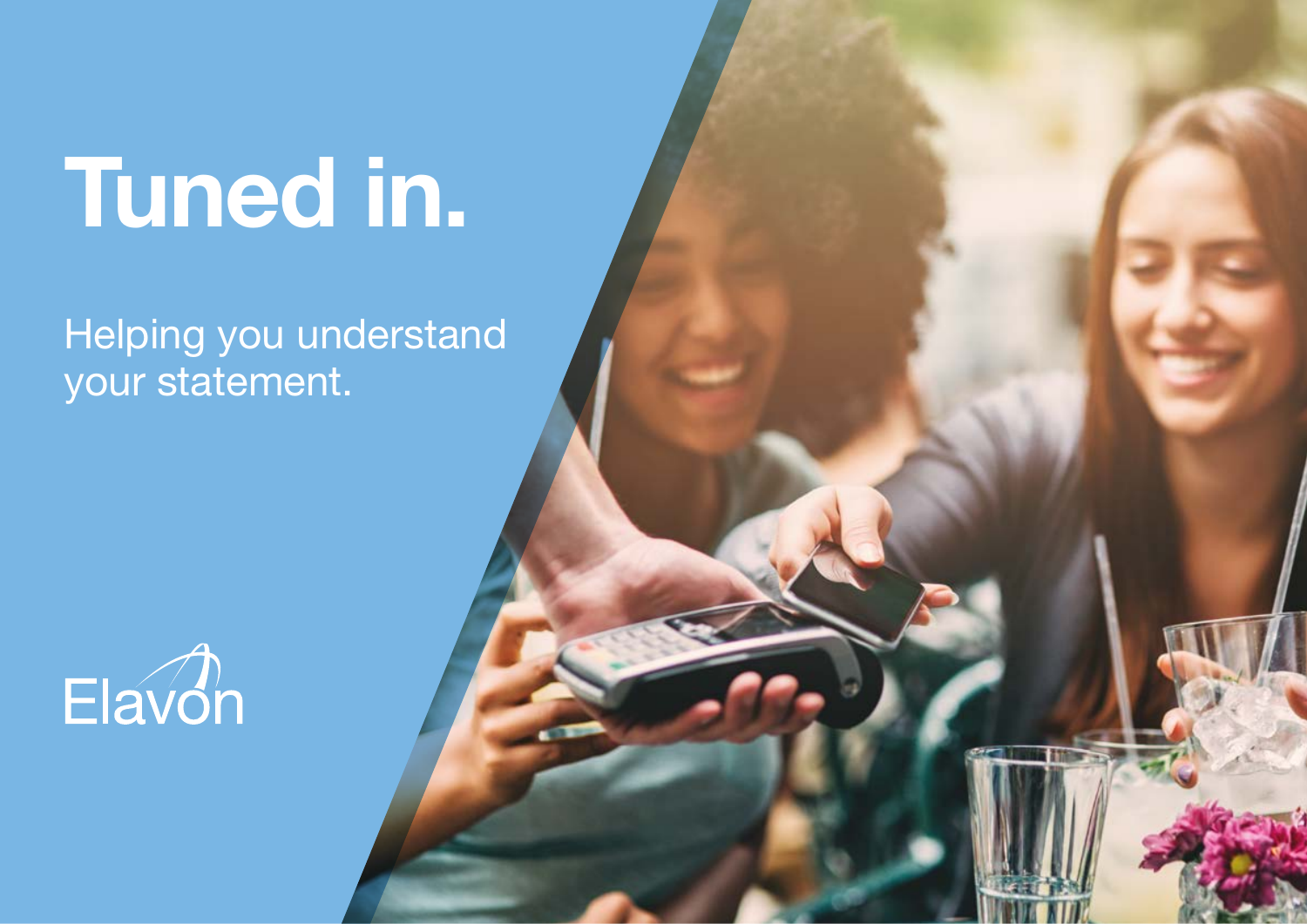# Tuned in.

Helping you understand your statement.

Elavon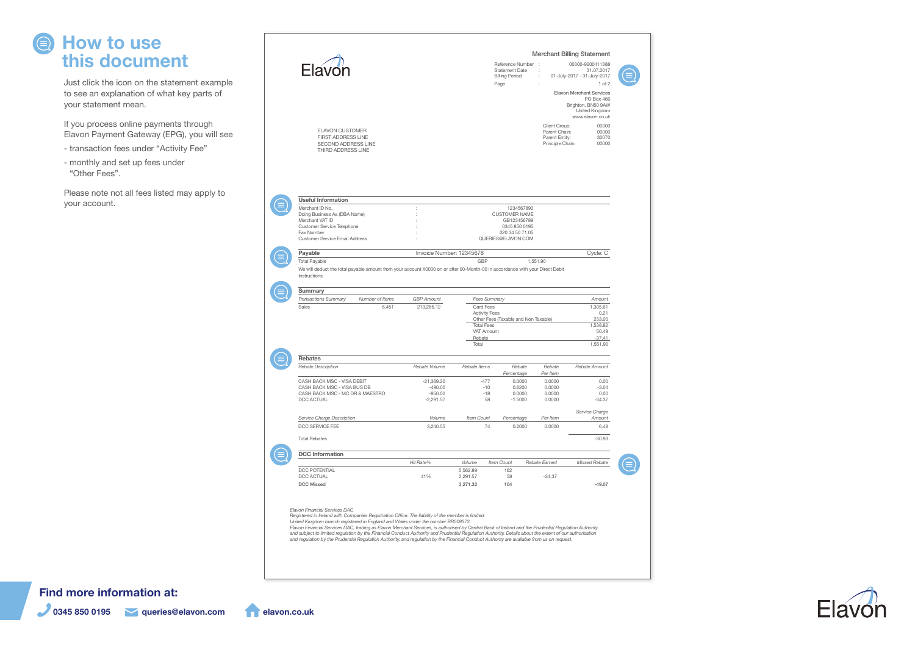# How to use this document

Just click the icon on the statement example to see an explanation of what key parts of your statement mean.

If you process online payments through Elavon Payment Gateway (EPG), you will see

- transaction fees under "Activity Fee"
- monthly and set up fees under "Other Fees".

Please note not all fees listed may apply to your account.

---

Elavon

**Merchant Billing Statement**

| | | |
|---|---|---|
| Reference Number | : | 00300-9200411388 |
| Statement Date | : | 31.07.2017 |
| Billing Period | : | 01-July-2017 - 31-July-2017 |
| Page | : | 1 of 2 |

Elavon Merchant Services
PO Box 466
Brighton, BN50 9AW
United Kingdom
www.elavon.co.uk

| | |
|---|---|
| Client Group: | 00300 |
| Parent Chain: | 00000 |
| Parent Entity: | 30070 |
| Principle Chain: | 00000 |

ELAVON CUSTOMER
FIRST ADDRESS LINE
SECOND ADDRESS LINE
THIRD ADDRESS LINE

**Useful Information**

| | | |
|---|---|---|
| Merchant ID No. | : | 1234567890 |
| Doing Business As (DBA Name) | : | CUSTOMER NAME |
| Merchant VAT ID | : | GB123456789 |
| Customer Service Telephone | : | 0345 850 0195 |
| Fax Number | : | 020 34 50 71 05 |
| Customer Service Email Address | : | QUERIES@ELAVON.COM |

**Payable** — Invoice Number: 12345678 — Cycle: C

| | | |
|---|---|---|
| Total Payable | GBP | 1,551.90 |

We will deduct the total payable amount from your account X0000 on or after 00-Month-00 in accordance with your Direct Debit Instructions

**Summary**

| *Transactions Summary* | *Number of Items* | *GBP Amount* |
|---|---|---|
| Sales | 6,451 | 213,266.12 |

| *Fees Summary* | *Amount* |
|---|---|
| Card Fees | 1,305.61 |
| Activity Fees | 0.21 |
| Other Fees (Taxable and Non Taxable) | 233.00 |
| Total Fees | 1,538.82 |
| VAT Amount | 50.49 |
| Rebate | -37.41 |
| Total | 1,551.90 |

**Rebates**

| *Rebate Description* | *Rebate Volume* | *Rebate Items* | *Rebate Percentage* | *Rebate Per Item* | *Rebate Amount* |
|---|---|---|---|---|---|
| CASH BACK MSC - VISA DEBIT | -21,369.20 | -477 | 0.0000 | 0.0000 | 0.00 |
| CASH BACK MSC - VISA BUS DB | -490.00 | -10 | 0.6200 | 0.0000 | -3.04 |
| CASH BACK MSC - MC DR & MAESTRO | -950.00 | -18 | 0.0000 | 0.0000 | 0.00 |
| DCC ACTUAL | -2,291.57 | 58 | -1.5000 | 0.0000 | -34.37 |

| *Service Charge Description* | *Volume* | *Item Count* | *Percentage* | *Per Item* | *Service Charge Amount* |
|---|---|---|---|---|---|
| DCC SERVICE FEE | 3,240.55 | 74 | 0.2000 | 0.0000 | 6.48 |
| Total Rebates | | | | | -30.93 |

**DCC Information**

| | *Hit Rate%* | *Volume* | *Item Count* | *Rebate Earned* | *Missed Rebate* |
|---|---|---|---|---|---|
| DCC POTENTIAL | | 5,562.89 | 162 | | |
| DCC ACTUAL | 41% | 2,291.57 | 58 | -34.37 | |
| DCC Missed | | 3,271.32 | 104 | | -49.07 |

*Elavon Financial Services DAC*
*Registered in Ireland with Companies Registration Office. The liability of the member is limited.*
*United Kingdom branch registered in England and Wales under the number BR009373.*
*Elavon Financial Services DAC, trading as Elavon Merchant Services, is authorised by Central Bank of Ireland and the Prudential Regulation Authority and subject to limited regulation by the Financial Conduct Authority and Prudential Regulation Authority. Details about the extent of our authorisation and regulation by the Prudential Regulation Authority, and regulation by the Financial Conduct Authority are available from us on request.*

---

**Find more information at:**

0345 850 0195 | queries@elavon.com | elavon.co.uk

Elavon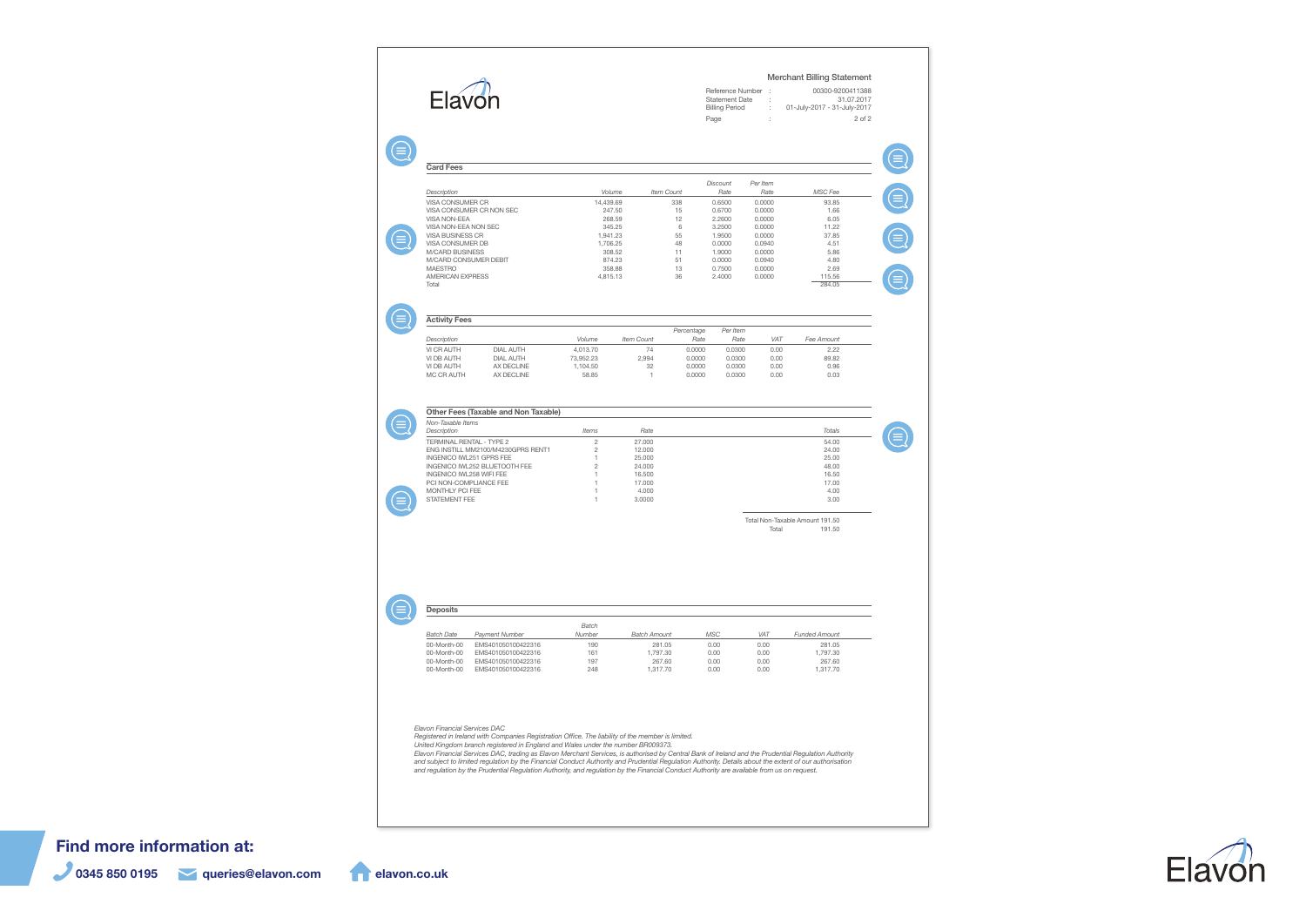Elavon

## Merchant Billing Statement

| | | |
|---|---|---|
| Reference Number | : | 00300-9200411388 |
| Statement Date | : | 31.07.2017 |
| Billing Period | : | 01-July-2017 - 31-July-2017 |
| Page | : | 2 of 2 |

### Card Fees

| Description | Volume | Item Count | Discount Rate | Per Item Rate | MSC Fee |
|---|---|---|---|---|---|
| VISA CONSUMER CR | 14,439.69 | 338 | 0.6500 | 0.0000 | 93.85 |
| VISA CONSUMER CR NON SEC | 247.50 | 15 | 0.6700 | 0.0000 | 1.66 |
| VISA NON-EEA | 268.59 | 12 | 2.2600 | 0.0000 | 6.05 |
| VISA NON-EEA NON SEC | 345.25 | 6 | 3.2500 | 0.0000 | 11.22 |
| VISA BUSINESS CR | 1,941.23 | 55 | 1.9500 | 0.0000 | 37.85 |
| VISA CONSUMER DB | 1,706.25 | 48 | 0.0000 | 0.0940 | 4.51 |
| M/CARD BUSINESS | 308.52 | 11 | 1.9000 | 0.0000 | 5.86 |
| M/CARD CONSUMER DEBIT | 874.23 | 51 | 0.0000 | 0.0940 | 4.80 |
| MAESTRO | 358.88 | 13 | 0.7500 | 0.0000 | 2.69 |
| AMERICAN EXPRESS | 4,815.13 | 36 | 2.4000 | 0.0000 | 115.56 |
| Total | | | | | 284.05 |

### Activity Fees

| Description | | Volume | Item Count | Percentage Rate | Per Item Rate | VAT | Fee Amount |
|---|---|---|---|---|---|---|---|
| VI CR AUTH | DIAL AUTH | 4,013.70 | 74 | 0.0000 | 0.0300 | 0.00 | 2.22 |
| VI DB AUTH | DIAL AUTH | 73,952.23 | 2,994 | 0.0000 | 0.0300 | 0.00 | 89.82 |
| VI DB AUTH | AX DECLINE | 1,104.50 | 32 | 0.0000 | 0.0300 | 0.00 | 0.96 |
| MC CR AUTH | AX DECLINE | 58.85 | 1 | 0.0000 | 0.0300 | 0.00 | 0.03 |

### Other Fees (Taxable and Non Taxable)

*Non-Taxable Items*

| Description | Items | Rate | Totals |
|---|---|---|---|
| TERMINAL RENTAL - TYPE 2 | 2 | 27.000 | 54.00 |
| ENG INSTILL MM2100/M4230GPRS RENT1 | 2 | 12.000 | 24.00 |
| INGENICO IWL251 GPRS FEE | 1 | 25.000 | 25.00 |
| INGENICO IWL252 BLUETOOTH FEE | 2 | 24.000 | 48.00 |
| INGENICO IWL258 WIFI FEE | 1 | 16.500 | 16.50 |
| PCI NON-COMPLIANCE FEE | 1 | 17.000 | 17.00 |
| MONTHLY PCI FEE | 1 | 4.000 | 4.00 |
| STATEMENT FEE | 1 | 3.0000 | 3.00 |

Total Non-Taxable Amount 191.50

Total 191.50

### Deposits

| Batch Date | Payment Number | Batch Number | Batch Amount | MSC | VAT | Funded Amount |
|---|---|---|---|---|---|---|
| 00-Month-00 | EMS401050100422316 | 190 | 281.05 | 0.00 | 0.00 | 281.05 |
| 00-Month-00 | EMS401050100422316 | 161 | 1,797.30 | 0.00 | 0.00 | 1,797.30 |
| 00-Month-00 | EMS401050100422316 | 197 | 267.60 | 0.00 | 0.00 | 267.60 |
| 00-Month-00 | EMS401050100422316 | 248 | 1,317.70 | 0.00 | 0.00 | 1,317.70 |

*Elavon Financial Services DAC*
*Registered in Ireland with Companies Registration Office. The liability of the member is limited.*
*United Kingdom branch registered in England and Wales under the number BR009373.*
*Elavon Financial Services DAC, trading as Elavon Merchant Services, is authorised by Central Bank of Ireland and the Prudential Regulation Authority and subject to limited regulation by the Financial Conduct Authority and Prudential Regulation Authority. Details about the extent of our authorisation and regulation by the Prudential Regulation Authority, and regulation by the Financial Conduct Authority are available from us on request.*

**Find more information at:**

0345 850 0195 | queries@elavon.com | elavon.co.uk

Elavon